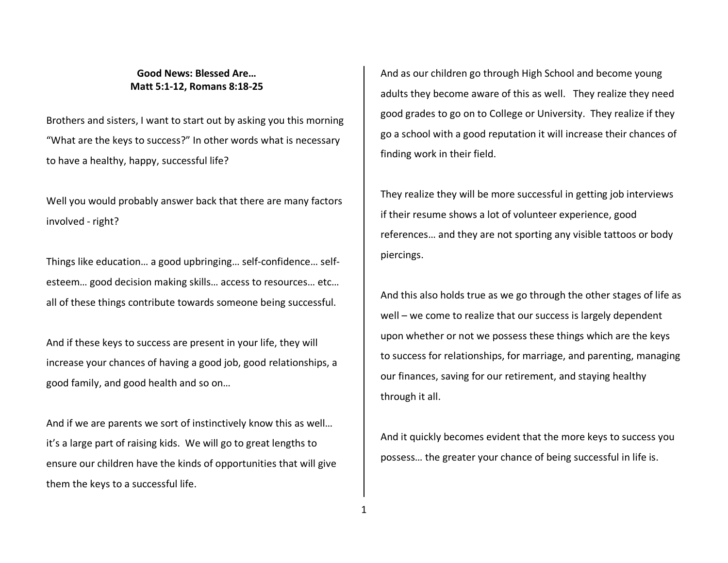**Good News: Blessed Are…**
**Matt 5:1-12, Romans 8:18-25**

Brothers and sisters, I want to start out by asking you this morning "What are the keys to success?" In other words what is necessary to have a healthy, happy, successful life?

Well you would probably answer back that there are many factors involved - right?

Things like education… a good upbringing… self-confidence… self-esteem… good decision making skills… access to resources… etc… all of these things contribute towards someone being successful.

And if these keys to success are present in your life, they will increase your chances of having a good job, good relationships, a good family, and good health and so on…

And if we are parents we sort of instinctively know this as well… it's a large part of raising kids. We will go to great lengths to ensure our children have the kinds of opportunities that will give them the keys to a successful life.

And as our children go through High School and become young adults they become aware of this as well. They realize they need good grades to go on to College or University. They realize if they go a school with a good reputation it will increase their chances of finding work in their field.

They realize they will be more successful in getting job interviews if their resume shows a lot of volunteer experience, good references… and they are not sporting any visible tattoos or body piercings.

And this also holds true as we go through the other stages of life as well – we come to realize that our success is largely dependent upon whether or not we possess these things which are the keys to success for relationships, for marriage, and parenting, managing our finances, saving for our retirement, and staying healthy through it all.

And it quickly becomes evident that the more keys to success you possess… the greater your chance of being successful in life is.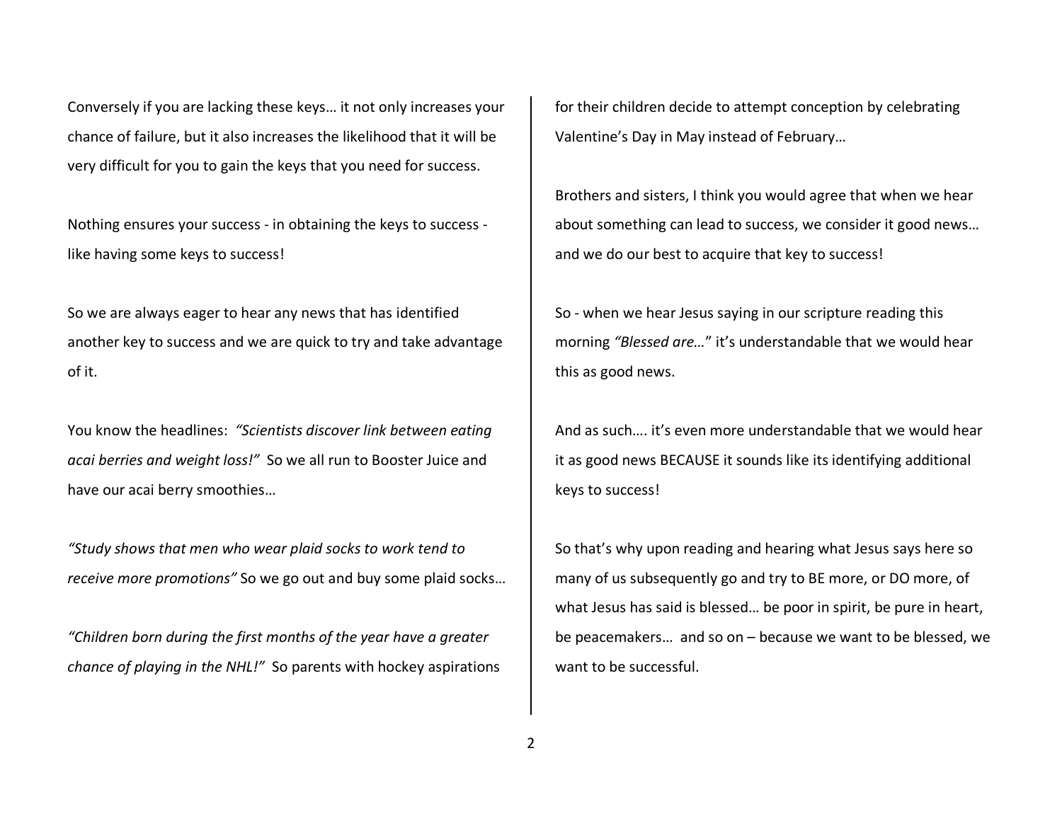Conversely if you are lacking these keys… it not only increases your chance of failure, but it also increases the likelihood that it will be very difficult for you to gain the keys that you need for success.

Nothing ensures your success - in obtaining the keys to success - like having some keys to success!

So we are always eager to hear any news that has identified another key to success and we are quick to try and take advantage of it.

You know the headlines: *"Scientists discover link between eating acai berries and weight loss!"* So we all run to Booster Juice and have our acai berry smoothies…

*"Study shows that men who wear plaid socks to work tend to receive more promotions"* So we go out and buy some plaid socks…

*"Children born during the first months of the year have a greater chance of playing in the NHL!"* So parents with hockey aspirations for their children decide to attempt conception by celebrating Valentine's Day in May instead of February…

Brothers and sisters, I think you would agree that when we hear about something can lead to success, we consider it good news… and we do our best to acquire that key to success!

So - when we hear Jesus saying in our scripture reading this morning *"Blessed are…"* it's understandable that we would hear this as good news.

And as such…. it's even more understandable that we would hear it as good news BECAUSE it sounds like its identifying additional keys to success!

So that's why upon reading and hearing what Jesus says here so many of us subsequently go and try to BE more, or DO more, of what Jesus has said is blessed… be poor in spirit, be pure in heart, be peacemakers… and so on – because we want to be blessed, we want to be successful.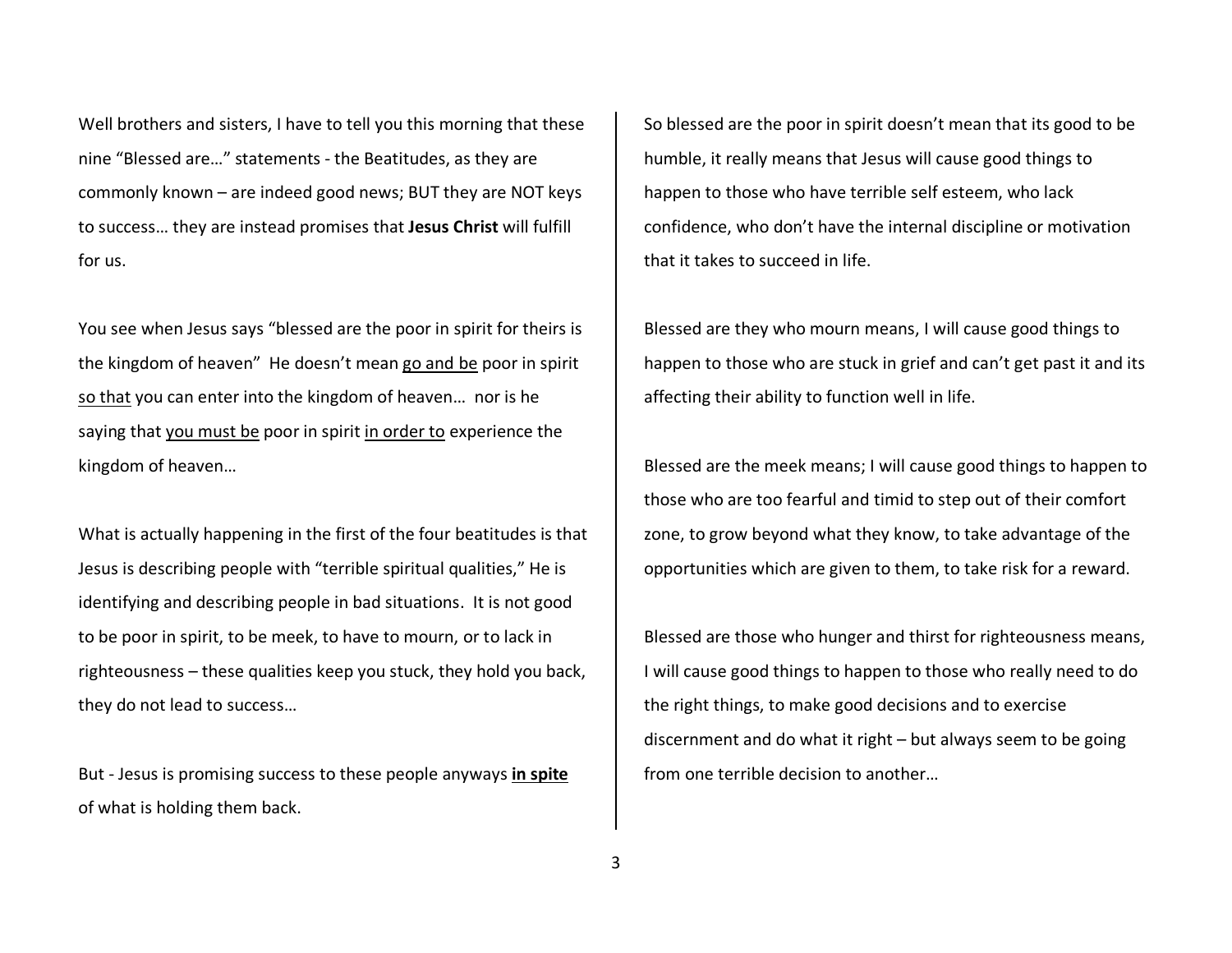Well brothers and sisters, I have to tell you this morning that these nine "Blessed are…" statements - the Beatitudes, as they are commonly known – are indeed good news; BUT they are NOT keys to success… they are instead promises that **Jesus Christ** will fulfill for us.

You see when Jesus says "blessed are the poor in spirit for theirs is the kingdom of heaven" He doesn't mean <u>go and be</u> poor in spirit <u>so that</u> you can enter into the kingdom of heaven… nor is he saying that <u>you must be</u> poor in spirit <u>in order to</u> experience the kingdom of heaven…

What is actually happening in the first of the four beatitudes is that Jesus is describing people with "terrible spiritual qualities," He is identifying and describing people in bad situations. It is not good to be poor in spirit, to be meek, to have to mourn, or to lack in righteousness – these qualities keep you stuck, they hold you back, they do not lead to success…

But - Jesus is promising success to these people anyways **<u>in spite</u>** of what is holding them back.

So blessed are the poor in spirit doesn't mean that its good to be humble, it really means that Jesus will cause good things to happen to those who have terrible self esteem, who lack confidence, who don't have the internal discipline or motivation that it takes to succeed in life.

Blessed are they who mourn means, I will cause good things to happen to those who are stuck in grief and can't get past it and its affecting their ability to function well in life.

Blessed are the meek means; I will cause good things to happen to those who are too fearful and timid to step out of their comfort zone, to grow beyond what they know, to take advantage of the opportunities which are given to them, to take risk for a reward.

Blessed are those who hunger and thirst for righteousness means, I will cause good things to happen to those who really need to do the right things, to make good decisions and to exercise discernment and do what it right – but always seem to be going from one terrible decision to another…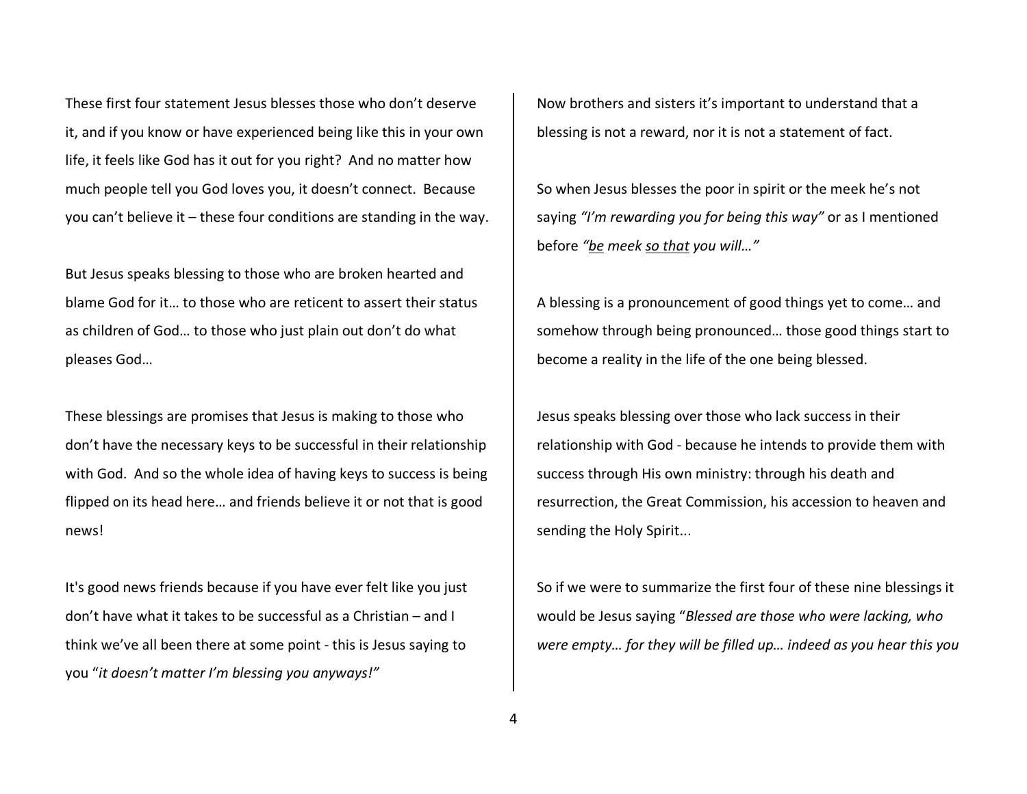These first four statement Jesus blesses those who don't deserve it, and if you know or have experienced being like this in your own life, it feels like God has it out for you right? And no matter how much people tell you God loves you, it doesn't connect. Because you can't believe it – these four conditions are standing in the way.

But Jesus speaks blessing to those who are broken hearted and blame God for it… to those who are reticent to assert their status as children of God… to those who just plain out don't do what pleases God…

These blessings are promises that Jesus is making to those who don't have the necessary keys to be successful in their relationship with God. And so the whole idea of having keys to success is being flipped on its head here… and friends believe it or not that is good news!

It's good news friends because if you have ever felt like you just don't have what it takes to be successful as a Christian – and I think we've all been there at some point - this is Jesus saying to you "*it doesn't matter I'm blessing you anyways!"*

Now brothers and sisters it's important to understand that a blessing is not a reward, nor it is not a statement of fact.

So when Jesus blesses the poor in spirit or the meek he's not saying *"I'm rewarding you for being this way"* or as I mentioned before *"<u>be</u> meek <u>so that</u> you will…"*

A blessing is a pronouncement of good things yet to come… and somehow through being pronounced… those good things start to become a reality in the life of the one being blessed.

Jesus speaks blessing over those who lack success in their relationship with God - because he intends to provide them with success through His own ministry: through his death and resurrection, the Great Commission, his accession to heaven and sending the Holy Spirit...

So if we were to summarize the first four of these nine blessings it would be Jesus saying "*Blessed are those who were lacking, who were empty… for they will be filled up… indeed as you hear this you*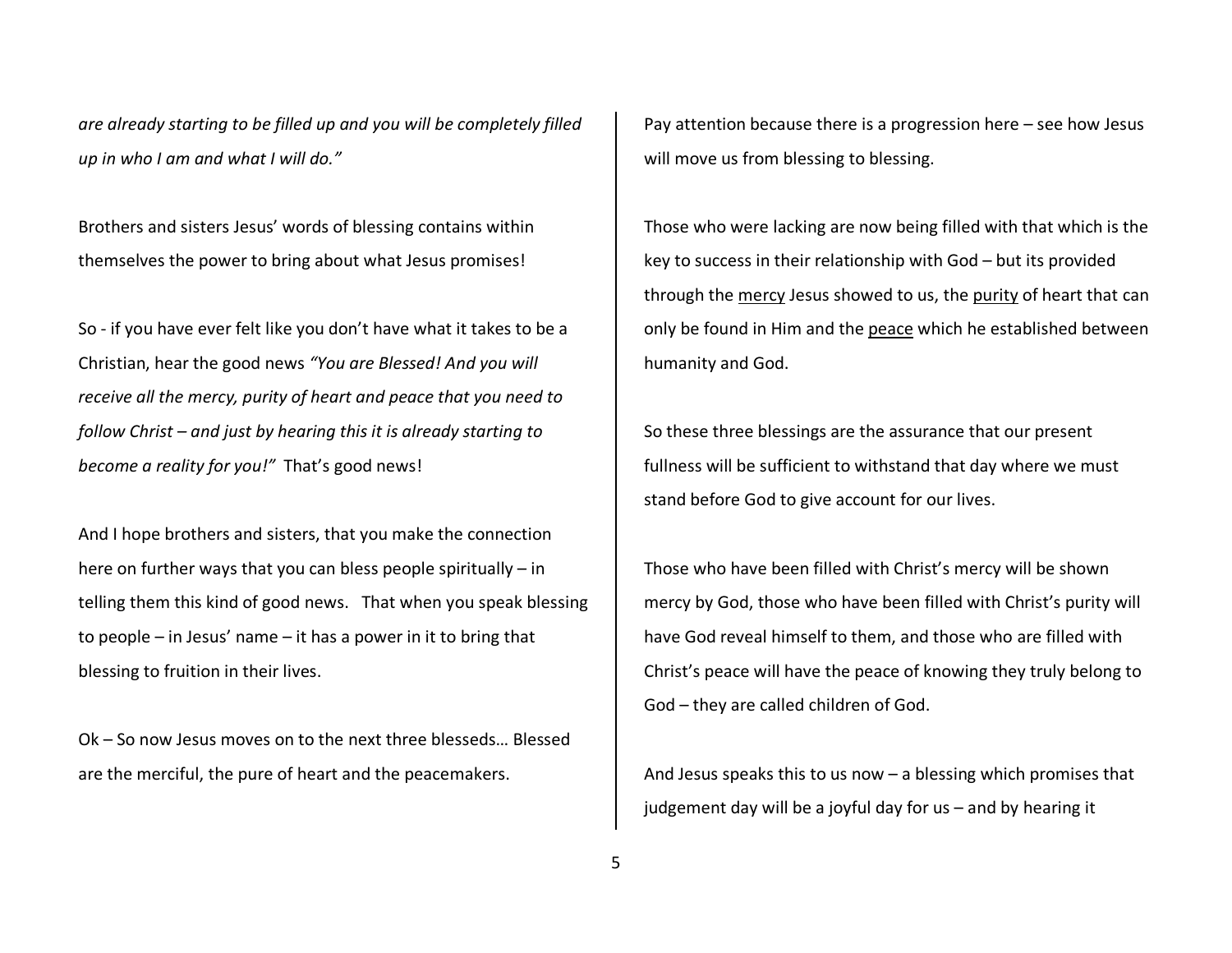*are already starting to be filled up and you will be completely filled up in who I am and what I will do."*

Brothers and sisters Jesus' words of blessing contains within themselves the power to bring about what Jesus promises!

So - if you have ever felt like you don't have what it takes to be a Christian, hear the good news *"You are Blessed! And you will receive all the mercy, purity of heart and peace that you need to follow Christ – and just by hearing this it is already starting to become a reality for you!"* That's good news!

And I hope brothers and sisters, that you make the connection here on further ways that you can bless people spiritually – in telling them this kind of good news. That when you speak blessing to people – in Jesus' name – it has a power in it to bring that blessing to fruition in their lives.

Ok – So now Jesus moves on to the next three blesseds… Blessed are the merciful, the pure of heart and the peacemakers.

Pay attention because there is a progression here – see how Jesus will move us from blessing to blessing.

Those who were lacking are now being filled with that which is the key to success in their relationship with God – but its provided through the <u>mercy</u> Jesus showed to us, the <u>purity</u> of heart that can only be found in Him and the <u>peace</u> which he established between humanity and God.

So these three blessings are the assurance that our present fullness will be sufficient to withstand that day where we must stand before God to give account for our lives.

Those who have been filled with Christ's mercy will be shown mercy by God, those who have been filled with Christ's purity will have God reveal himself to them, and those who are filled with Christ's peace will have the peace of knowing they truly belong to God – they are called children of God.

And Jesus speaks this to us now – a blessing which promises that judgement day will be a joyful day for us – and by hearing it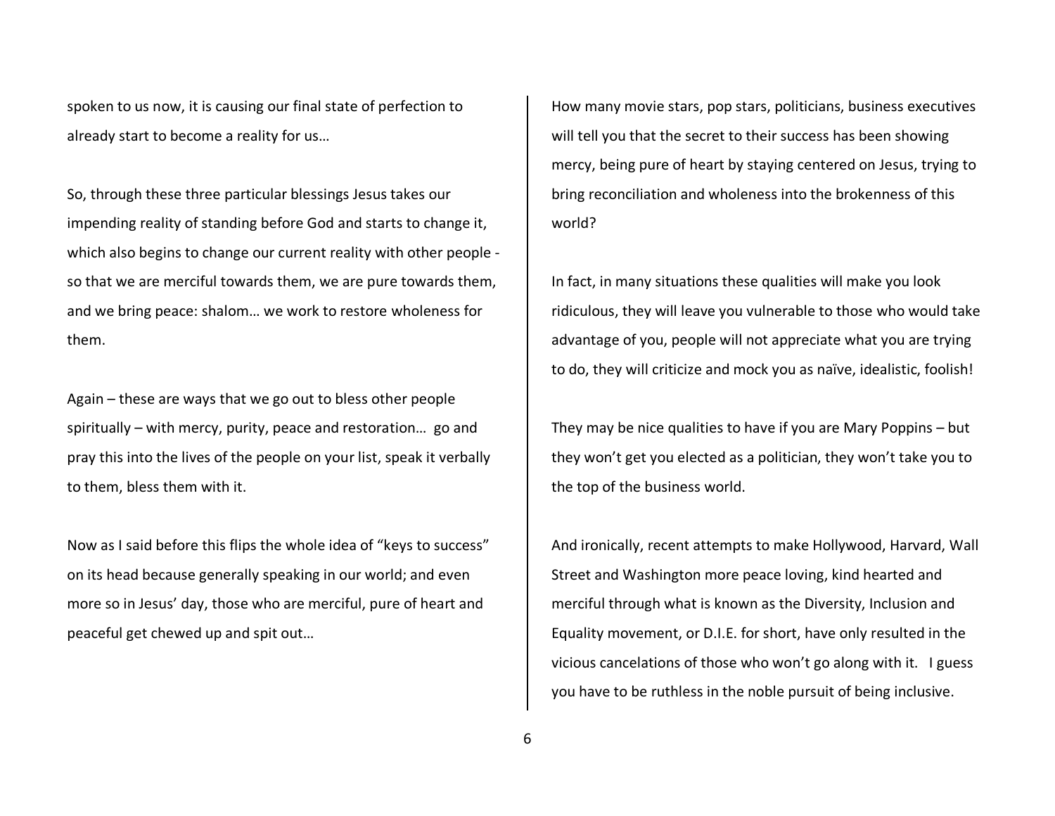spoken to us now, it is causing our final state of perfection to already start to become a reality for us…

So, through these three particular blessings Jesus takes our impending reality of standing before God and starts to change it, which also begins to change our current reality with other people - so that we are merciful towards them, we are pure towards them, and we bring peace: shalom… we work to restore wholeness for them.

Again – these are ways that we go out to bless other people spiritually – with mercy, purity, peace and restoration… go and pray this into the lives of the people on your list, speak it verbally to them, bless them with it.

Now as I said before this flips the whole idea of "keys to success" on its head because generally speaking in our world; and even more so in Jesus' day, those who are merciful, pure of heart and peaceful get chewed up and spit out…

How many movie stars, pop stars, politicians, business executives will tell you that the secret to their success has been showing mercy, being pure of heart by staying centered on Jesus, trying to bring reconciliation and wholeness into the brokenness of this world?

In fact, in many situations these qualities will make you look ridiculous, they will leave you vulnerable to those who would take advantage of you, people will not appreciate what you are trying to do, they will criticize and mock you as naïve, idealistic, foolish!

They may be nice qualities to have if you are Mary Poppins – but they won't get you elected as a politician, they won't take you to the top of the business world.

And ironically, recent attempts to make Hollywood, Harvard, Wall Street and Washington more peace loving, kind hearted and merciful through what is known as the Diversity, Inclusion and Equality movement, or D.I.E. for short, have only resulted in the vicious cancelations of those who won't go along with it. I guess you have to be ruthless in the noble pursuit of being inclusive.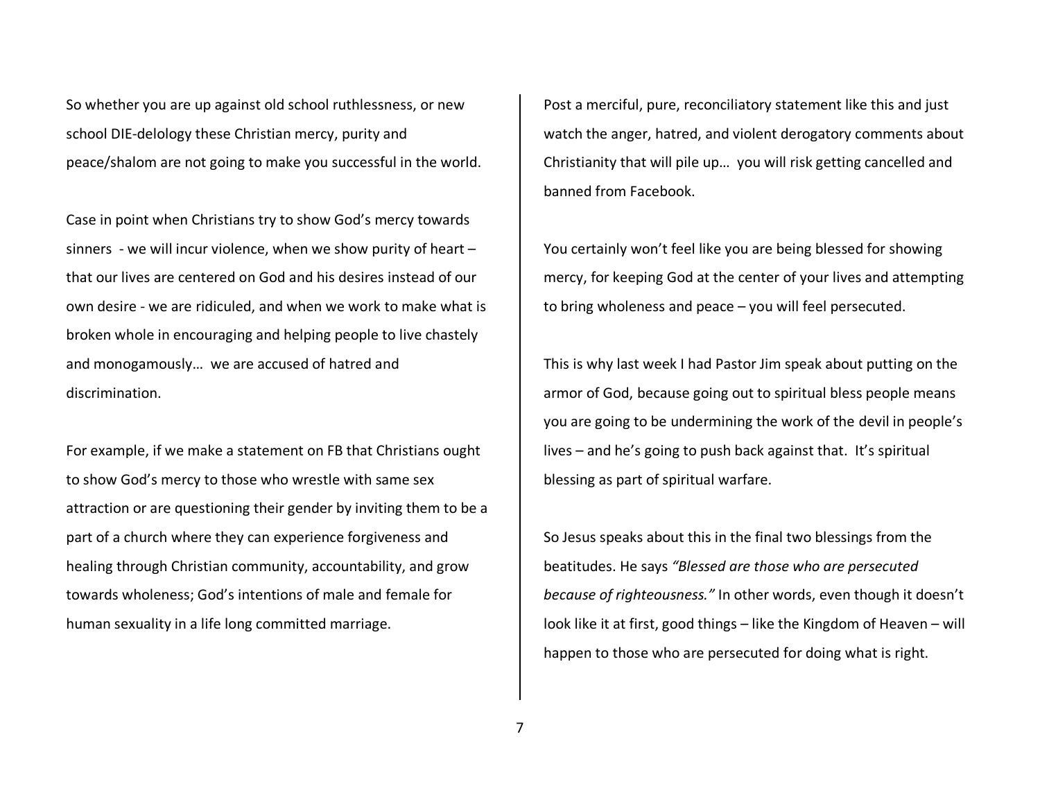So whether you are up against old school ruthlessness, or new school DIE-delology these Christian mercy, purity and peace/shalom are not going to make you successful in the world.

Case in point when Christians try to show God's mercy towards sinners - we will incur violence, when we show purity of heart – that our lives are centered on God and his desires instead of our own desire - we are ridiculed, and when we work to make what is broken whole in encouraging and helping people to live chastely and monogamously… we are accused of hatred and discrimination.

For example, if we make a statement on FB that Christians ought to show God's mercy to those who wrestle with same sex attraction or are questioning their gender by inviting them to be a part of a church where they can experience forgiveness and healing through Christian community, accountability, and grow towards wholeness; God's intentions of male and female for human sexuality in a life long committed marriage.

Post a merciful, pure, reconciliatory statement like this and just watch the anger, hatred, and violent derogatory comments about Christianity that will pile up… you will risk getting cancelled and banned from Facebook.

You certainly won't feel like you are being blessed for showing mercy, for keeping God at the center of your lives and attempting to bring wholeness and peace – you will feel persecuted.

This is why last week I had Pastor Jim speak about putting on the armor of God, because going out to spiritual bless people means you are going to be undermining the work of the devil in people's lives – and he's going to push back against that. It's spiritual blessing as part of spiritual warfare.

So Jesus speaks about this in the final two blessings from the beatitudes. He says *"Blessed are those who are persecuted because of righteousness."* In other words, even though it doesn't look like it at first, good things – like the Kingdom of Heaven – will happen to those who are persecuted for doing what is right.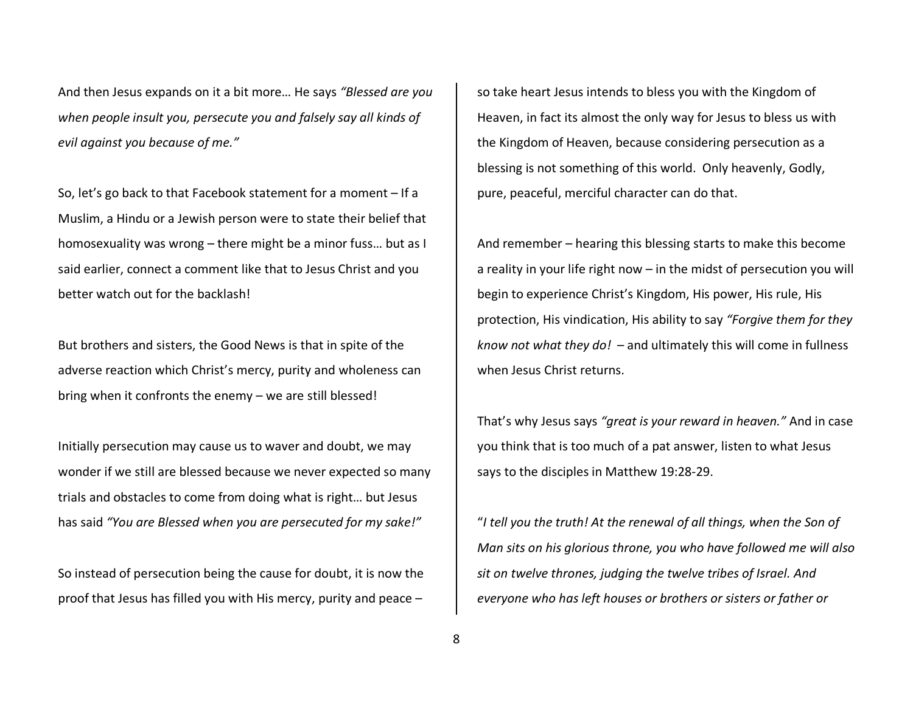And then Jesus expands on it a bit more… He says *"Blessed are you when people insult you, persecute you and falsely say all kinds of evil against you because of me."*

So, let's go back to that Facebook statement for a moment – If a Muslim, a Hindu or a Jewish person were to state their belief that homosexuality was wrong – there might be a minor fuss… but as I said earlier, connect a comment like that to Jesus Christ and you better watch out for the backlash!

But brothers and sisters, the Good News is that in spite of the adverse reaction which Christ's mercy, purity and wholeness can bring when it confronts the enemy – we are still blessed!

Initially persecution may cause us to waver and doubt, we may wonder if we still are blessed because we never expected so many trials and obstacles to come from doing what is right… but Jesus has said *"You are Blessed when you are persecuted for my sake!"*

So instead of persecution being the cause for doubt, it is now the proof that Jesus has filled you with His mercy, purity and peace – so take heart Jesus intends to bless you with the Kingdom of Heaven, in fact its almost the only way for Jesus to bless us with the Kingdom of Heaven, because considering persecution as a blessing is not something of this world. Only heavenly, Godly, pure, peaceful, merciful character can do that.

And remember – hearing this blessing starts to make this become a reality in your life right now – in the midst of persecution you will begin to experience Christ's Kingdom, His power, His rule, His protection, His vindication, His ability to say *"Forgive them for they know not what they do!"* – and ultimately this will come in fullness when Jesus Christ returns.

That's why Jesus says *"great is your reward in heaven."* And in case you think that is too much of a pat answer, listen to what Jesus says to the disciples in Matthew 19:28-29.

"*I tell you the truth! At the renewal of all things, when the Son of Man sits on his glorious throne, you who have followed me will also sit on twelve thrones, judging the twelve tribes of Israel. And everyone who has left houses or brothers or sisters or father or*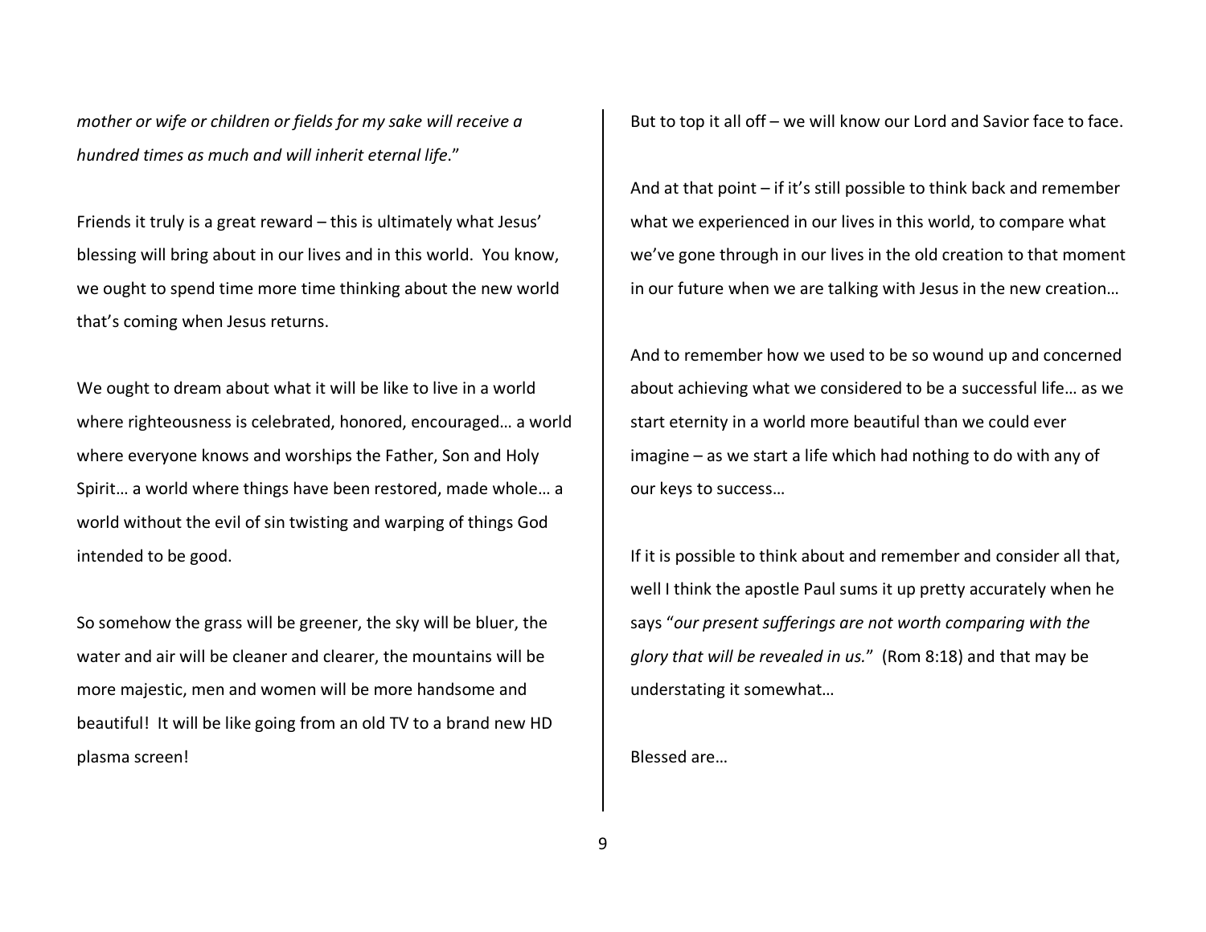*mother or wife or children or fields for my sake will receive a hundred times as much and will inherit eternal life*."

Friends it truly is a great reward – this is ultimately what Jesus' blessing will bring about in our lives and in this world. You know, we ought to spend time more time thinking about the new world that's coming when Jesus returns.

We ought to dream about what it will be like to live in a world where righteousness is celebrated, honored, encouraged… a world where everyone knows and worships the Father, Son and Holy Spirit… a world where things have been restored, made whole… a world without the evil of sin twisting and warping of things God intended to be good.

So somehow the grass will be greener, the sky will be bluer, the water and air will be cleaner and clearer, the mountains will be more majestic, men and women will be more handsome and beautiful! It will be like going from an old TV to a brand new HD plasma screen!

But to top it all off – we will know our Lord and Savior face to face.

And at that point – if it's still possible to think back and remember what we experienced in our lives in this world, to compare what we've gone through in our lives in the old creation to that moment in our future when we are talking with Jesus in the new creation…

And to remember how we used to be so wound up and concerned about achieving what we considered to be a successful life… as we start eternity in a world more beautiful than we could ever imagine – as we start a life which had nothing to do with any of our keys to success…

If it is possible to think about and remember and consider all that, well I think the apostle Paul sums it up pretty accurately when he says "*our present sufferings are not worth comparing with the glory that will be revealed in us.*" (Rom 8:18) and that may be understating it somewhat…

Blessed are…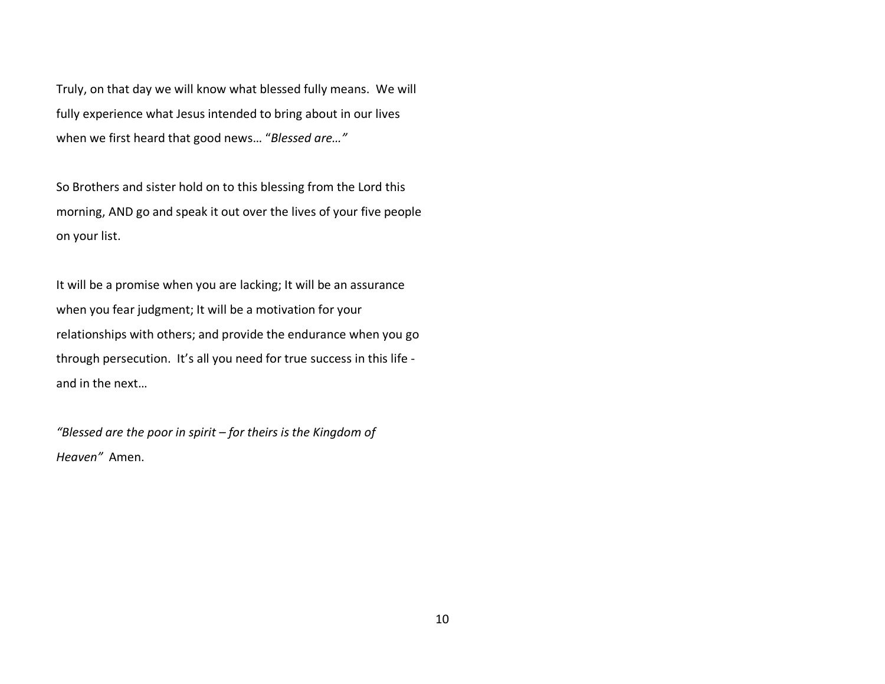Truly, on that day we will know what blessed fully means. We will fully experience what Jesus intended to bring about in our lives when we first heard that good news… "*Blessed are…"*

So Brothers and sister hold on to this blessing from the Lord this morning, AND go and speak it out over the lives of your five people on your list.

It will be a promise when you are lacking; It will be an assurance when you fear judgment; It will be a motivation for your relationships with others; and provide the endurance when you go through persecution. It's all you need for true success in this life - and in the next…

*"Blessed are the poor in spirit – for theirs is the Kingdom of Heaven"* Amen.